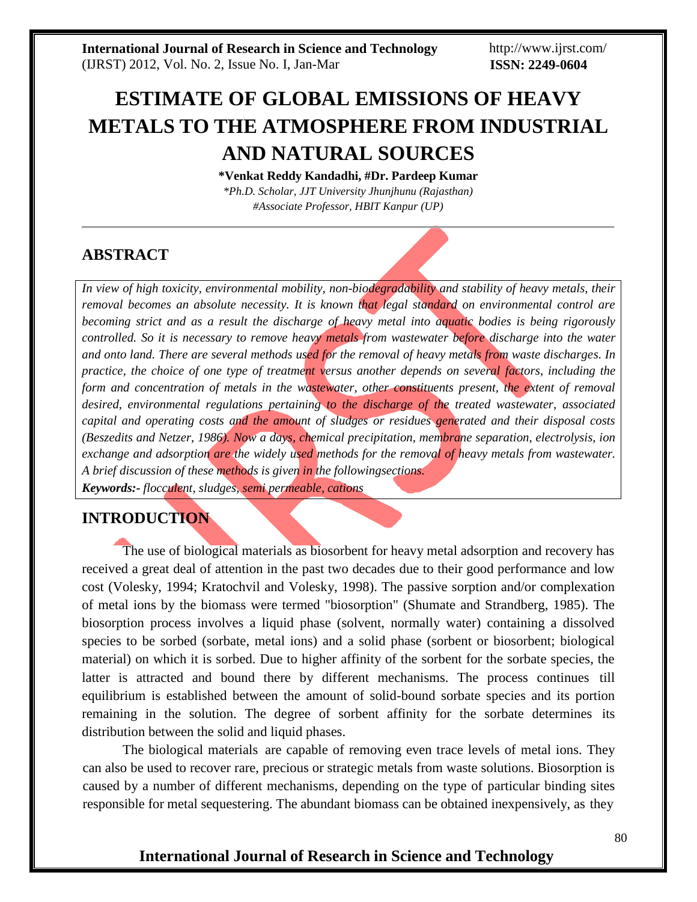# ESTIMATE OF GLOBAL EMISSIONS OF HEAVY METALS TO THE ATMOSPHERE FROM INDUSTRIAL AND NATURAL SOURCES

**\*Venkat Reddy Kandadhi, #Dr. Pardeep Kumar**

*\*Ph.D. Scholar, JJT University Jhunjhunu (Rajasthan)*
*#Associate Professor, HBIT Kanpur (UP)*

## ABSTRACT

*In view of high toxicity, environmental mobility, non-biodegradability and stability of heavy metals, their removal becomes an absolute necessity. It is known that legal standard on environmental control are becoming strict and as a result the discharge of heavy metal into aquatic bodies is being rigorously controlled. So it is necessary to remove heavy metals from wastewater before discharge into the water and onto land. There are several methods used for the removal of heavy metals from waste discharges. In practice, the choice of one type of treatment versus another depends on several factors, including the form and concentration of metals in the wastewater, other constituents present, the extent of removal desired, environmental regulations pertaining to the discharge of the treated wastewater, associated capital and operating costs and the amount of sludges or residues generated and their disposal costs (Beszedits and Netzer, 1986). Now a days, chemical precipitation, membrane separation, electrolysis, ion exchange and adsorption are the widely used methods for the removal of heavy metals from wastewater. A brief discussion of these methods is given in the followingsections.*

***Keywords:-** flocculent, sludges, semi permeable, cations*

## INTRODUCTION

The use of biological materials as biosorbent for heavy metal adsorption and recovery has received a great deal of attention in the past two decades due to their good performance and low cost (Volesky, 1994; Kratochvil and Volesky, 1998). The passive sorption and/or complexation of metal ions by the biomass were termed "biosorption" (Shumate and Strandberg, 1985). The biosorption process involves a liquid phase (solvent, normally water) containing a dissolved species to be sorbed (sorbate, metal ions) and a solid phase (sorbent or biosorbent; biological material) on which it is sorbed. Due to higher affinity of the sorbent for the sorbate species, the latter is attracted and bound there by different mechanisms. The process continues till equilibrium is established between the amount of solid-bound sorbate species and its portion remaining in the solution. The degree of sorbent affinity for the sorbate determines its distribution between the solid and liquid phases.

The biological materials are capable of removing even trace levels of metal ions. They can also be used to recover rare, precious or strategic metals from waste solutions. Biosorption is caused by a number of different mechanisms, depending on the type of particular binding sites responsible for metal sequestering. The abundant biomass can be obtained inexpensively, as they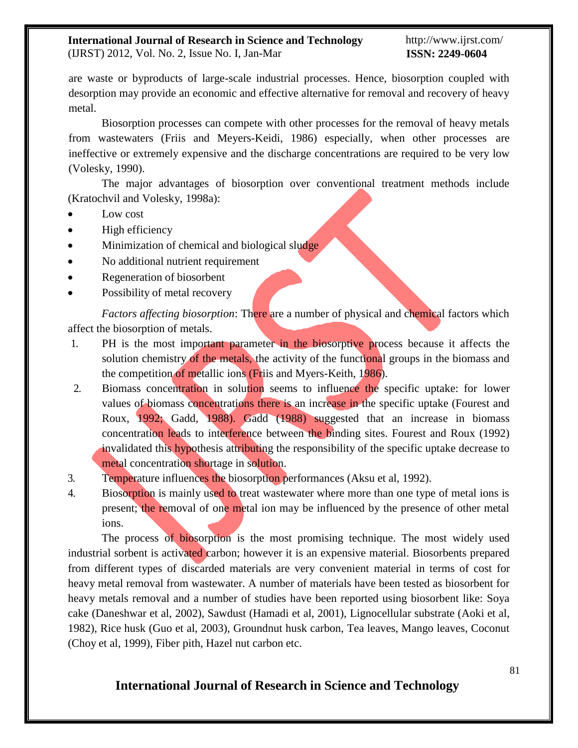are waste or byproducts of large-scale industrial processes. Hence, biosorption coupled with desorption may provide an economic and effective alternative for removal and recovery of heavy metal.

Biosorption processes can compete with other processes for the removal of heavy metals from wastewaters (Friis and Meyers-Keidi, 1986) especially, when other processes are ineffective or extremely expensive and the discharge concentrations are required to be very low (Volesky, 1990).

The major advantages of biosorption over conventional treatment methods include (Kratochvil and Volesky, 1998a):

- Low cost
- High efficiency
- Minimization of chemical and biological sludge
- No additional nutrient requirement
- Regeneration of biosorbent
- Possibility of metal recovery

*Factors affecting biosorption*: There are a number of physical and chemical factors which affect the biosorption of metals.

1. PH is the most important parameter in the biosorptive process because it affects the solution chemistry of the metals, the activity of the functional groups in the biomass and the competition of metallic ions (Friis and Myers-Keith, 1986).
2. Biomass concentration in solution seems to influence the specific uptake: for lower values of biomass concentrations there is an increase in the specific uptake (Fourest and Roux, 1992; Gadd, 1988). Gadd (1988) suggested that an increase in biomass concentration leads to interference between the binding sites. Fourest and Roux (1992) invalidated this hypothesis attributing the responsibility of the specific uptake decrease to metal concentration shortage in solution.
3. Temperature influences the biosorption performances (Aksu et al, 1992).
4. Biosorption is mainly used to treat wastewater where more than one type of metal ions is present; the removal of one metal ion may be influenced by the presence of other metal ions.

The process of biosorption is the most promising technique. The most widely used industrial sorbent is activated carbon; however it is an expensive material. Biosorbents prepared from different types of discarded materials are very convenient material in terms of cost for heavy metal removal from wastewater. A number of materials have been tested as biosorbent for heavy metals removal and a number of studies have been reported using biosorbent like: Soya cake (Daneshwar et al, 2002), Sawdust (Hamadi et al, 2001), Lignocellular substrate (Aoki et al, 1982), Rice husk (Guo et al, 2003), Groundnut husk carbon, Tea leaves, Mango leaves, Coconut (Choy et al, 1999), Fiber pith, Hazel nut carbon etc.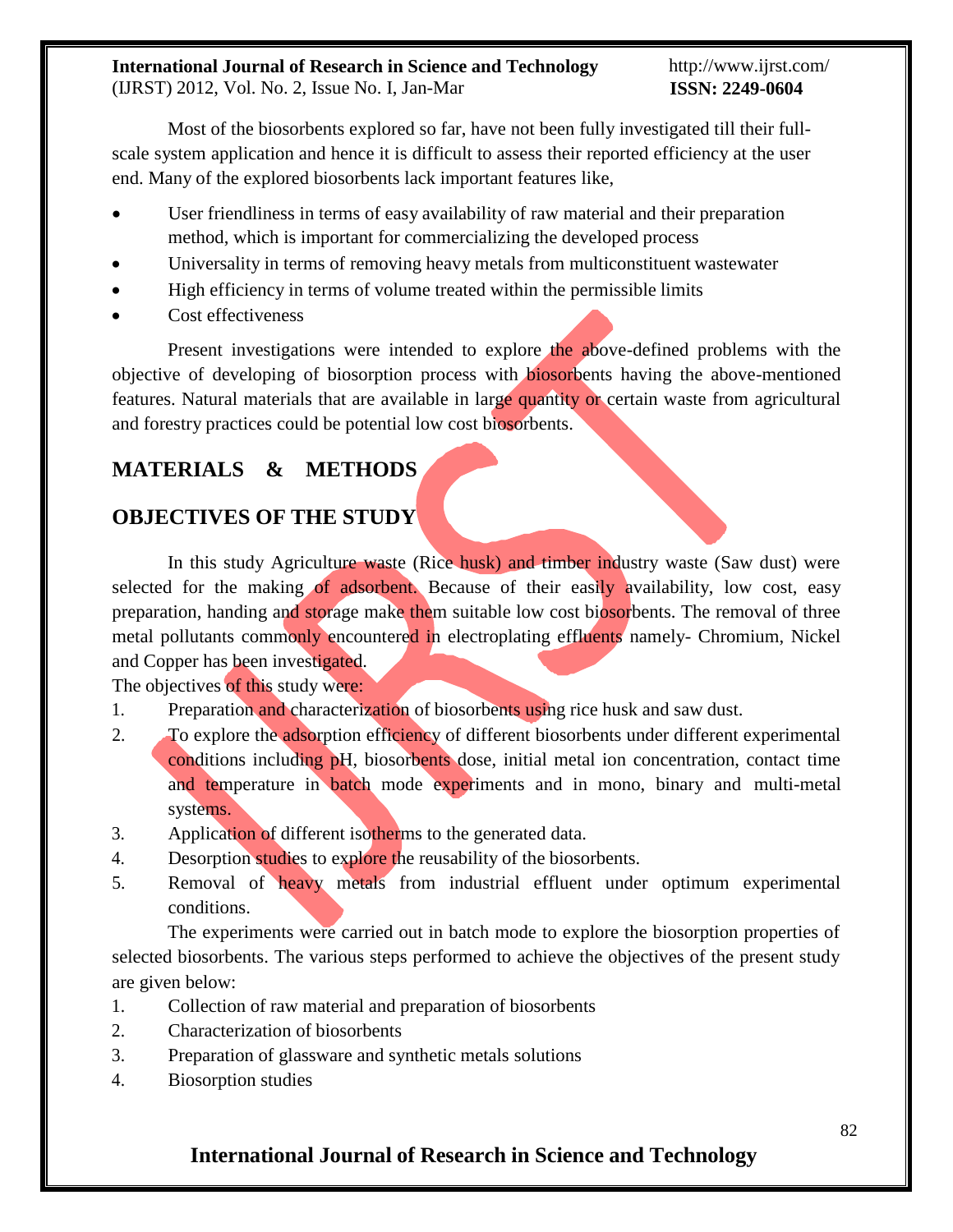Most of the biosorbents explored so far, have not been fully investigated till their full-scale system application and hence it is difficult to assess their reported efficiency at the user end. Many of the explored biosorbents lack important features like,

- User friendliness in terms of easy availability of raw material and their preparation method, which is important for commercializing the developed process
- Universality in terms of removing heavy metals from multiconstituent wastewater
- High efficiency in terms of volume treated within the permissible limits
- Cost effectiveness

Present investigations were intended to explore the above-defined problems with the objective of developing of biosorption process with biosorbents having the above-mentioned features. Natural materials that are available in large quantity or certain waste from agricultural and forestry practices could be potential low cost biosorbents.

## MATERIALS & METHODS

## OBJECTIVES OF THE STUDY

In this study Agriculture waste (Rice husk) and timber industry waste (Saw dust) were selected for the making of adsorbent. Because of their easily availability, low cost, easy preparation, handing and storage make them suitable low cost biosorbents. The removal of three metal pollutants commonly encountered in electroplating effluents namely- Chromium, Nickel and Copper has been investigated.

The objectives of this study were:

1. Preparation and characterization of biosorbents using rice husk and saw dust.
2. To explore the adsorption efficiency of different biosorbents under different experimental conditions including pH, biosorbents dose, initial metal ion concentration, contact time and temperature in batch mode experiments and in mono, binary and multi-metal systems.
3. Application of different isotherms to the generated data.
4. Desorption studies to explore the reusability of the biosorbents.
5. Removal of heavy metals from industrial effluent under optimum experimental conditions.

The experiments were carried out in batch mode to explore the biosorption properties of selected biosorbents. The various steps performed to achieve the objectives of the present study are given below:

1. Collection of raw material and preparation of biosorbents
2. Characterization of biosorbents
3. Preparation of glassware and synthetic metals solutions
4. Biosorption studies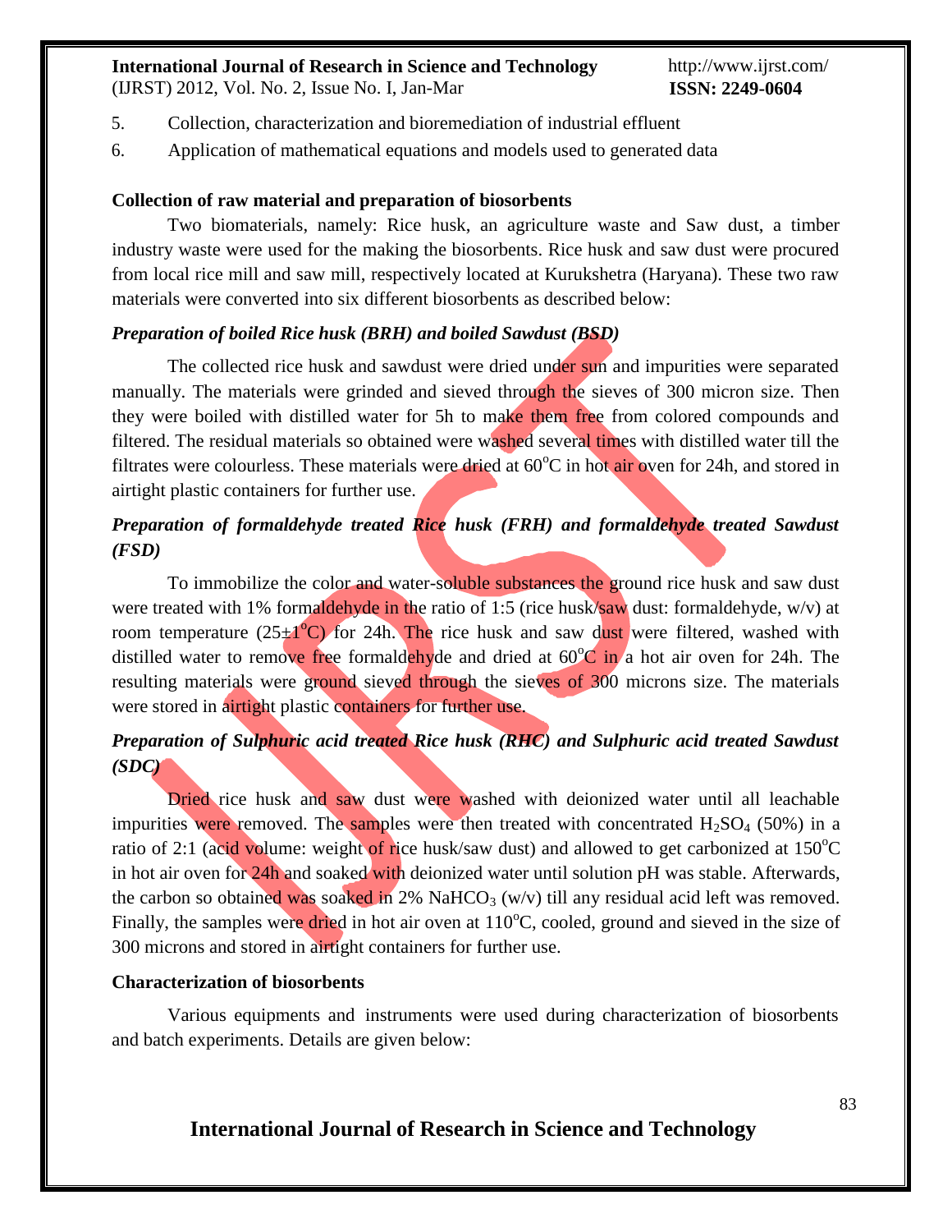5. Collection, characterization and bioremediation of industrial effluent
6. Application of mathematical equations and models used to generated data

**Collection of raw material and preparation of biosorbents**

Two biomaterials, namely: Rice husk, an agriculture waste and Saw dust, a timber industry waste were used for the making the biosorbents. Rice husk and saw dust were procured from local rice mill and saw mill, respectively located at Kurukshetra (Haryana). These two raw materials were converted into six different biosorbents as described below:

***Preparation of boiled Rice husk (BRH) and boiled Sawdust (BSD)***

The collected rice husk and sawdust were dried under sun and impurities were separated manually. The materials were grinded and sieved through the sieves of 300 micron size. Then they were boiled with distilled water for 5h to make them free from colored compounds and filtered. The residual materials so obtained were washed several times with distilled water till the filtrates were colourless. These materials were dried at $60^oC$ in hot air oven for 24h, and stored in airtight plastic containers for further use.

***Preparation of formaldehyde treated Rice husk (FRH) and formaldehyde treated Sawdust (FSD)***

To immobilize the color and water-soluble substances the ground rice husk and saw dust were treated with 1% formaldehyde in the ratio of 1:5 (rice husk/saw dust: formaldehyde, w/v) at room temperature ($25\pm1^oC$) for 24h. The rice husk and saw dust were filtered, washed with distilled water to remove free formaldehyde and dried at $60^oC$ in a hot air oven for 24h. The resulting materials were ground sieved through the sieves of 300 microns size. The materials were stored in airtight plastic containers for further use.

***Preparation of Sulphuric acid treated Rice husk (RHC) and Sulphuric acid treated Sawdust (SDC)***

Dried rice husk and saw dust were washed with deionized water until all leachable impurities were removed. The samples were then treated with concentrated $H_2SO_4$ (50%) in a ratio of 2:1 (acid volume: weight of rice husk/saw dust) and allowed to get carbonized at $150^oC$ in hot air oven for 24h and soaked with deionized water until solution pH was stable. Afterwards, the carbon so obtained was soaked in 2% $NaHCO_3$ (w/v) till any residual acid left was removed. Finally, the samples were dried in hot air oven at $110^oC$, cooled, ground and sieved in the size of 300 microns and stored in airtight containers for further use.

**Characterization of biosorbents**

Various equipments and instruments were used during characterization of biosorbents and batch experiments. Details are given below: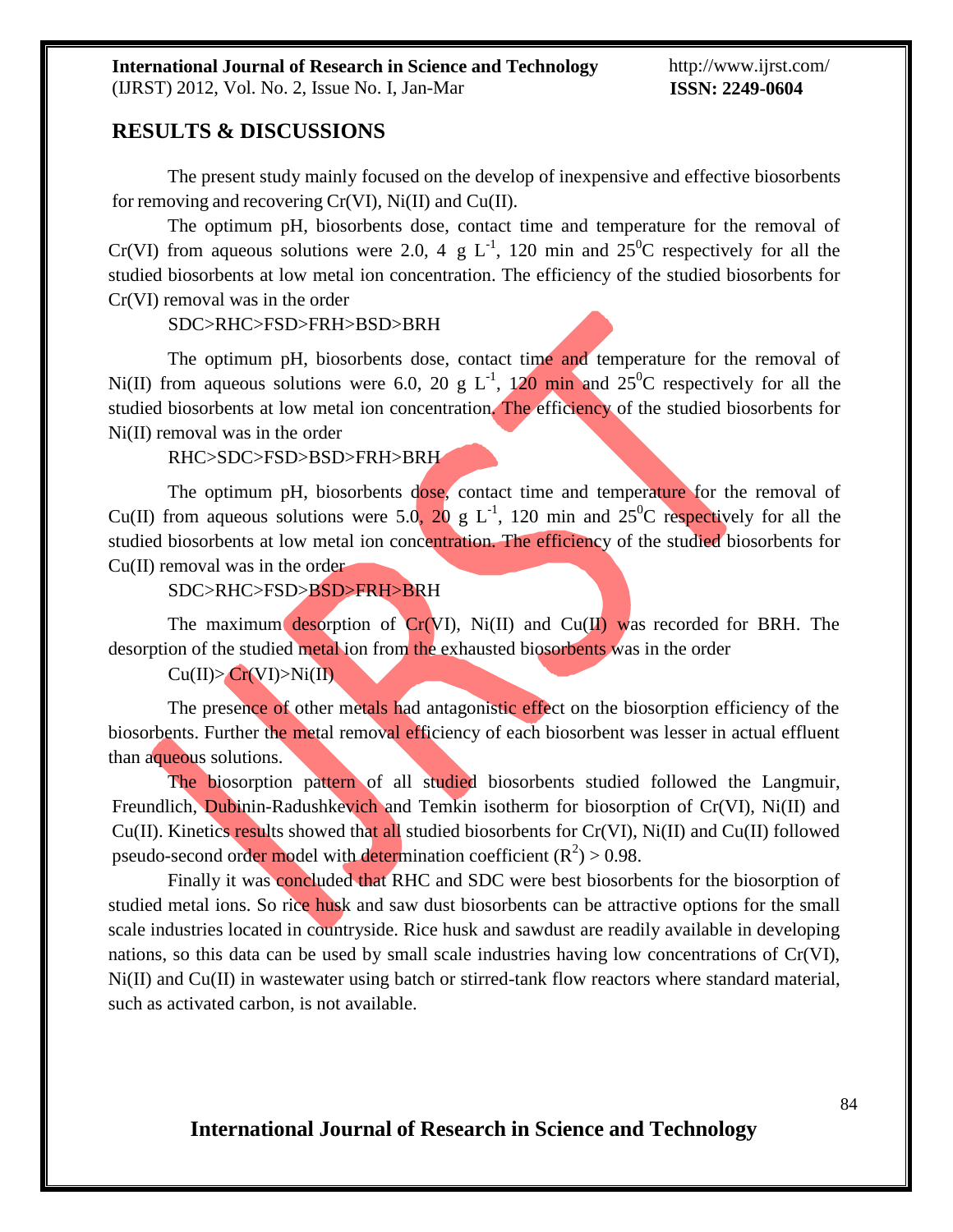## RESULTS & DISCUSSIONS

The present study mainly focused on the develop of inexpensive and effective biosorbents for removing and recovering Cr(VI), Ni(II) and Cu(II).

The optimum pH, biosorbents dose, contact time and temperature for the removal of Cr(VI) from aqueous solutions were 2.0, 4 g $L^{-1}$, 120 min and $25^0$C respectively for all the studied biosorbents at low metal ion concentration. The efficiency of the studied biosorbents for Cr(VI) removal was in the order

SDC>RHC>FSD>FRH>BSD>BRH

The optimum pH, biosorbents dose, contact time and temperature for the removal of Ni(II) from aqueous solutions were 6.0, 20 g $L^{-1}$, 120 min and $25^0$C respectively for all the studied biosorbents at low metal ion concentration. The efficiency of the studied biosorbents for Ni(II) removal was in the order

RHC>SDC>FSD>BSD>FRH>BRH

The optimum pH, biosorbents dose, contact time and temperature for the removal of Cu(II) from aqueous solutions were 5.0, 20 g $L^{-1}$, 120 min and $25^0$C respectively for all the studied biosorbents at low metal ion concentration. The efficiency of the studied biosorbents for Cu(II) removal was in the order

SDC>RHC>FSD>BSD>FRH>BRH

The maximum desorption of Cr(VI), Ni(II) and Cu(II) was recorded for BRH. The desorption of the studied metal ion from the exhausted biosorbents was in the order

Cu(II)> Cr(VI)>Ni(II)

The presence of other metals had antagonistic effect on the biosorption efficiency of the biosorbents. Further the metal removal efficiency of each biosorbent was lesser in actual effluent than aqueous solutions.

The biosorption pattern of all studied biosorbents studied followed the Langmuir, Freundlich, Dubinin-Radushkevich and Temkin isotherm for biosorption of Cr(VI), Ni(II) and Cu(II). Kinetics results showed that all studied biosorbents for Cr(VI), Ni(II) and Cu(II) followed pseudo-second order model with determination coefficient ($R^2$) > 0.98.

Finally it was concluded that RHC and SDC were best biosorbents for the biosorption of studied metal ions. So rice husk and saw dust biosorbents can be attractive options for the small scale industries located in countryside. Rice husk and sawdust are readily available in developing nations, so this data can be used by small scale industries having low concentrations of Cr(VI), Ni(II) and Cu(II) in wastewater using batch or stirred-tank flow reactors where standard material, such as activated carbon, is not available.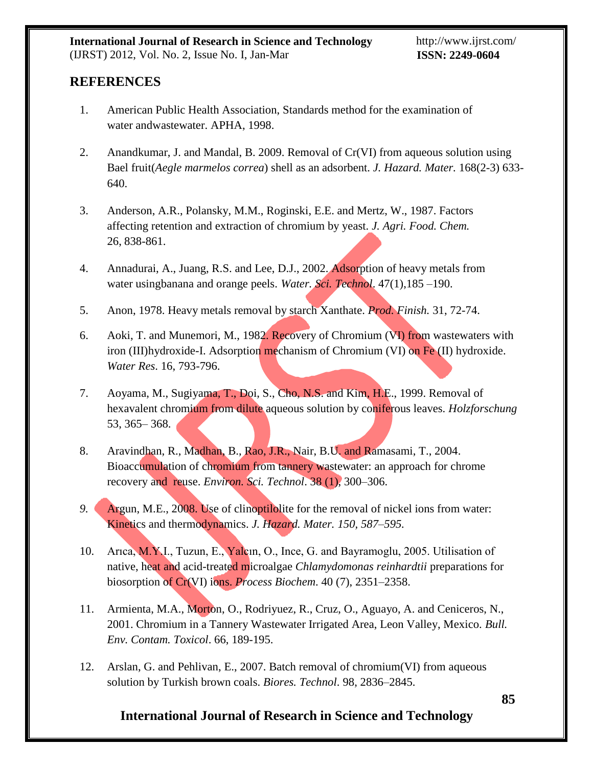## REFERENCES

1. American Public Health Association, Standards method for the examination of water andwastewater. APHA, 1998.

2. Anandkumar, J. and Mandal, B. 2009. Removal of Cr(VI) from aqueous solution using Bael fruit(*Aegle marmelos correa*) shell as an adsorbent. *J. Hazard. Mater.* 168(2-3) 633-640.

3. Anderson, A.R., Polansky, M.M., Roginski, E.E. and Mertz, W., 1987. Factors affecting retention and extraction of chromium by yeast. *J. Agri. Food. Chem.* 26, 838-861.

4. Annadurai, A., Juang, R.S. and Lee, D.J., 2002. Adsorption of heavy metals from water usingbanana and orange peels. *Water. Sci. Technol*. 47(1),185 –190.

5. Anon, 1978. Heavy metals removal by starch Xanthate. *Prod. Finish.* 31, 72-74.

6. Aoki, T. and Munemori, M., 1982. Recovery of Chromium (VI) from wastewaters with iron (III)hydroxide-I. Adsorption mechanism of Chromium (VI) on Fe (II) hydroxide. *Water Res*. 16, 793-796.

7. Aoyama, M., Sugiyama, T., Doi, S., Cho, N.S. and Kim, H.E., 1999. Removal of hexavalent chromium from dilute aqueous solution by coniferous leaves. *Holzforschung* 53, 365– 368.

8. Aravindhan, R., Madhan, B., Rao, J.R., Nair, B.U. and Ramasami, T., 2004. Bioaccumulation of chromium from tannery wastewater: an approach for chrome recovery and reuse. *Environ. Sci. Technol*. 38 (1), 300–306.

9. Argun, M.E., 2008. Use of clinoptilolite for the removal of nickel ions from water: Kinetics and thermodynamics. *J. Hazard. Mater. 150, 587–595.*

10. Arıca, M.Y.I., Tuzun, E., Yalcın, O., Ince, G. and Bayramoglu, 2005. Utilisation of native, heat and acid-treated microalgae *Chlamydomonas reinhardtii* preparations for biosorption of Cr(VI) ions. *Process Biochem*. 40 (7), 2351–2358.

11. Armienta, M.A., Morton, O., Rodriyuez, R., Cruz, O., Aguayo, A. and Ceniceros, N., 2001. Chromium in a Tannery Wastewater Irrigated Area, Leon Valley, Mexico. *Bull. Env. Contam. Toxicol*. 66, 189-195.

12. Arslan, G. and Pehlivan, E., 2007. Batch removal of chromium(VI) from aqueous solution by Turkish brown coals. *Biores. Technol*. 98, 2836–2845.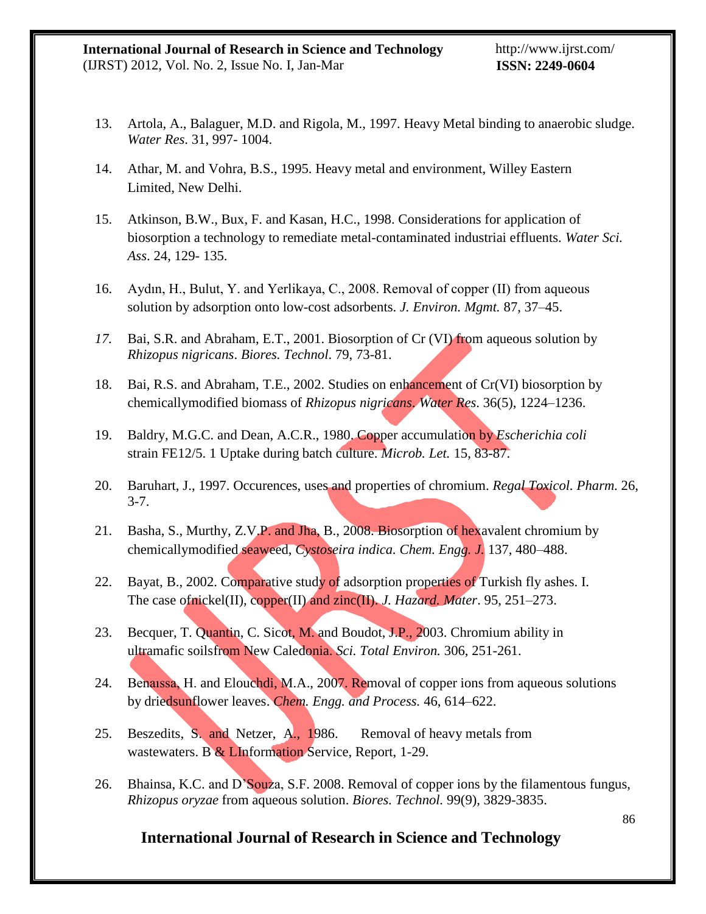13. Artola, A., Balaguer, M.D. and Rigola, M., 1997. Heavy Metal binding to anaerobic sludge. *Water Res*. 31, 997- 1004.

14. Athar, M. and Vohra, B.S., 1995. Heavy metal and environment, Willey Eastern Limited, New Delhi.

15. Atkinson, B.W., Bux, F. and Kasan, H.C., 1998. Considerations for application of biosorption a technology to remediate metal-contaminated industriai effluents. *Water Sci. Ass*. 24, 129- 135.

16. Aydın, H., Bulut, Y. and Yerlikaya, C., 2008. Removal of copper (II) from aqueous solution by adsorption onto low-cost adsorbents. *J. Environ. Mgmt.* 87, 37–45.

17. Bai, S.R. and Abraham, E.T., 2001. Biosorption of Cr (VI) from aqueous solution by *Rhizopus nigricans*. *Biores. Technol*. 79, 73-81.

18. Bai, R.S. and Abraham, T.E., 2002. Studies on enhancement of Cr(VI) biosorption by chemicallymodified biomass of *Rhizopus nigricans. Water Res*. 36(5), 1224–1236.

19. Baldry, M.G.C. and Dean, A.C.R., 1980. Copper accumulation by *Escherichia coli* strain FE12/5. 1 Uptake during batch culture. *Microb. Let.* 15, 83-87.

20. Baruhart, J., 1997. Occurences, uses and properties of chromium. *Regal Toxicol. Pharm.* 26, 3-7.

21. Basha, S., Murthy, Z.V.P. and Jha, B., 2008. Biosorption of hexavalent chromium by chemicallymodified seaweed, *Cystoseira indica. Chem. Engg. J.* 137, 480–488.

22. Bayat, B., 2002. Comparative study of adsorption properties of Turkish fly ashes. I. The case ofnickel(II), copper(II) and zinc(II). *J. Hazard. Mater*. 95, 251–273.

23. Becquer, T. Quantin, C. Sicot, M. and Boudot, J.P., 2003. Chromium ability in ultramafic soilsfrom New Caledonia. *Sci. Total Environ.* 306, 251-261.

24. Benaıssa, H. and Elouchdi, M.A., 2007. Removal of copper ions from aqueous solutions by driedsunflower leaves. *Chem. Engg. and Process.* 46, 614–622.

25. Beszedits, S. and Netzer, A., 1986. Removal of heavy metals from wastewaters. B & LInformation Service, Report, 1-29.

26. Bhainsa, K.C. and D'Souza, S.F. 2008. Removal of copper ions by the filamentous fungus, *Rhizopus oryzae* from aqueous solution. *Biores. Technol.* 99(9), 3829-3835.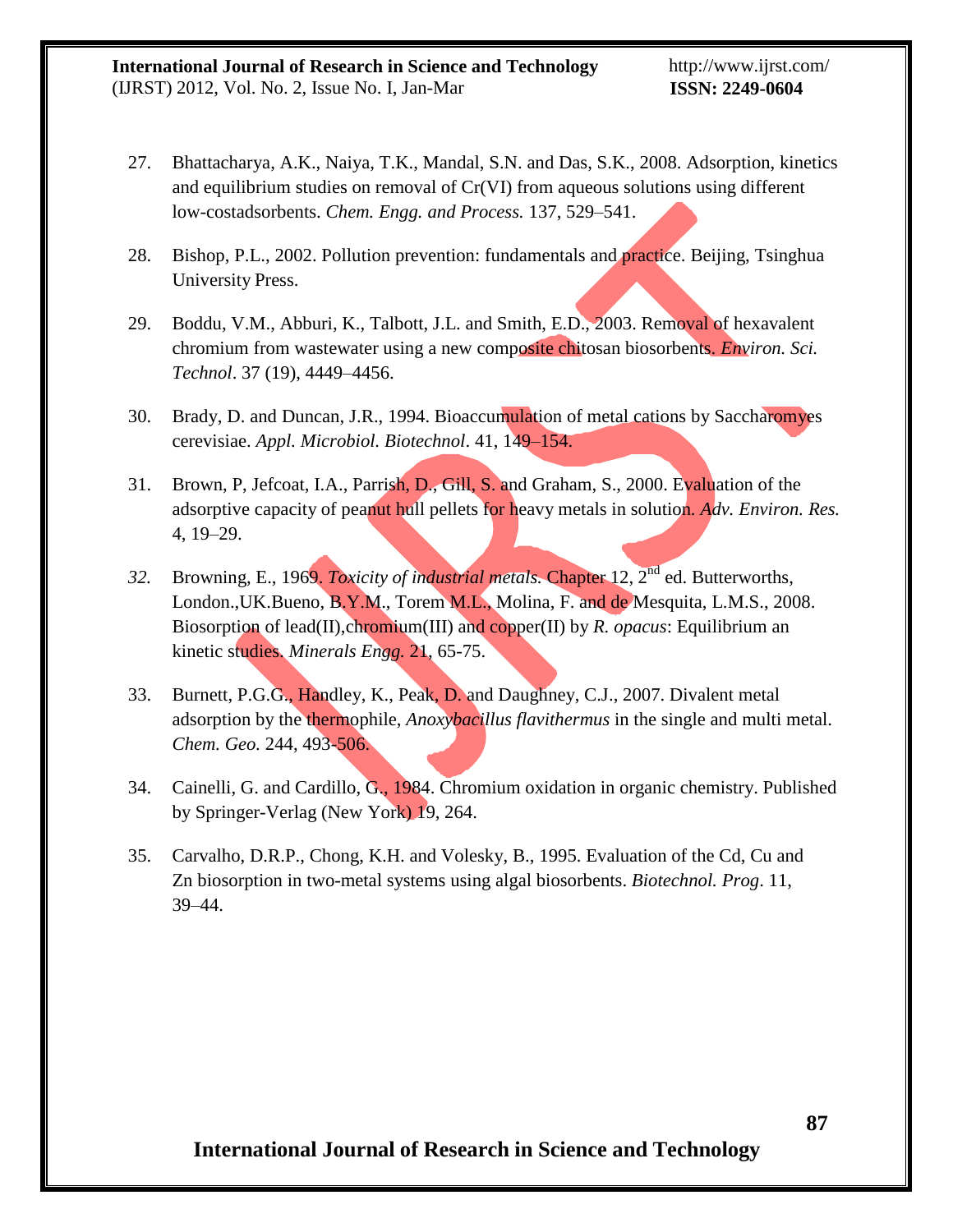27. Bhattacharya, A.K., Naiya, T.K., Mandal, S.N. and Das, S.K., 2008. Adsorption, kinetics and equilibrium studies on removal of Cr(VI) from aqueous solutions using different low-costadsorbents. *Chem. Engg. and Process.* 137, 529–541.

28. Bishop, P.L., 2002. Pollution prevention: fundamentals and practice. Beijing, Tsinghua University Press.

29. Boddu, V.M., Abburi, K., Talbott, J.L. and Smith, E.D., 2003. Removal of hexavalent chromium from wastewater using a new composite chitosan biosorbents. *Environ. Sci. Technol*. 37 (19), 4449–4456.

30. Brady, D. and Duncan, J.R., 1994. Bioaccumulation of metal cations by Saccharomyes cerevisiae. *Appl. Microbiol. Biotechnol*. 41, 149–154.

31. Brown, P, Jefcoat, I.A., Parrish, D., Gill, S. and Graham, S., 2000. Evaluation of the adsorptive capacity of peanut hull pellets for heavy metals in solution. *Adv. Environ. Res.* 4, 19–29.

32. Browning, E., 1969. *Toxicity of industrial metals.* Chapter 12, 2nd ed. Butterworths, London.,UK.Bueno, B.Y.M., Torem M.L., Molina, F. and de Mesquita, L.M.S., 2008. Biosorption of lead(II),chromium(III) and copper(II) by *R. opacus*: Equilibrium an kinetic studies. *Minerals Engg.* 21, 65-75.

33. Burnett, P.G.G., Handley, K., Peak, D. and Daughney, C.J., 2007. Divalent metal adsorption by the thermophile, *Anoxybacillus flavithermus* in the single and multi metal. *Chem. Geo.* 244, 493-506.

34. Cainelli, G. and Cardillo, G., 1984. Chromium oxidation in organic chemistry. Published by Springer-Verlag (New York) 19, 264.

35. Carvalho, D.R.P., Chong, K.H. and Volesky, B., 1995. Evaluation of the Cd, Cu and Zn biosorption in two-metal systems using algal biosorbents. *Biotechnol. Prog*. 11, 39–44.